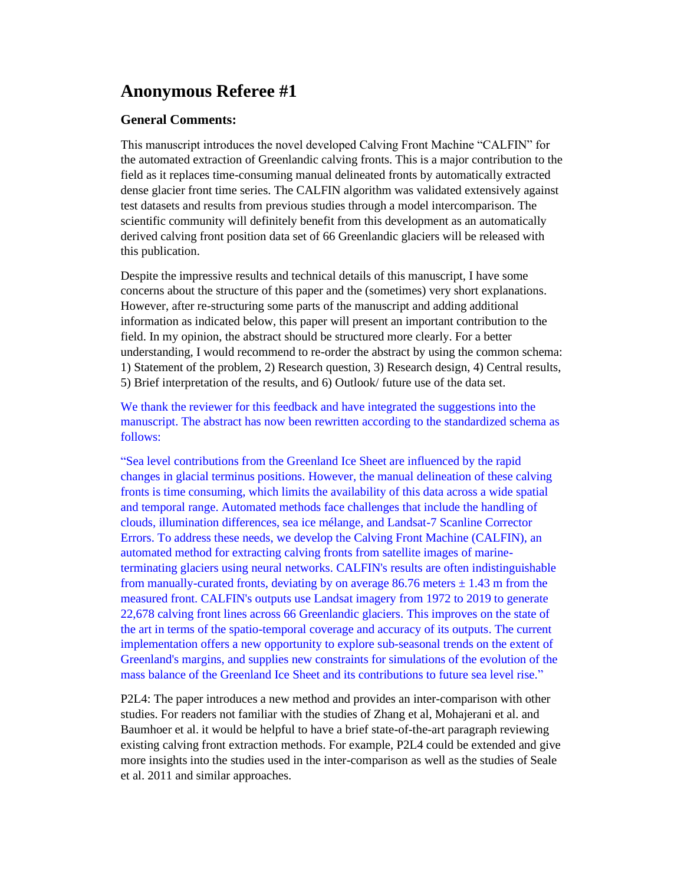# Anonymous Referee #1

### General Comments:

This manuscript introduces the novel developed Calving Front Machine "CALFIN" for the automated extraction of Greenlandic calving fronts. This is a major contribution to the field as it replaces time-consuming manual delineated fronts by automatically extracted dense glacier front time series. The CALFIN algorithm was validated extensively against test datasets and results from previous studies through a model intercomparison. The scientific community will definitely benefit from this development as an automatically derived calving front position data set of 66 Greenlandic glaciers will be released with this publication.

Despite the impressive results and technical details of this manuscript, I have some concerns about the structure of this paper and the (sometimes) very short explanations. However, after re-structuring some parts of the manuscript and adding additional information as indicated below, this paper will present an important contribution to the field. In my opinion, the abstract should be structured more clearly. For a better understanding, I would recommend to re-order the abstract by using the common schema: 1) Statement of the problem, 2) Research question, 3) Research design, 4) Central results, 5) Brief interpretation of the results, and 6) Outlook/ future use of the data set.

We thank the reviewer for this feedback and have integrated the suggestions into the manuscript. The abstract has now been rewritten according to the standardized schema as follows:

"Sea level contributions from the Greenland Ice Sheet are influenced by the rapid changes in glacial terminus positions. However, the manual delineation of these calving fronts is time consuming, which limits the availability of this data across a wide spatial and temporal range. Automated methods face challenges that include the handling of clouds, illumination differences, sea ice mélange, and Landsat-7 Scanline Corrector Errors. To address these needs, we develop the Calving Front Machine (CALFIN), an automated method for extracting calving fronts from satellite images of marine-terminating glaciers using neural networks. CALFIN's results are often indistinguishable from manually-curated fronts, deviating by on average 86.76 meters ± 1.43 m from the measured front. CALFIN's outputs use Landsat imagery from 1972 to 2019 to generate 22,678 calving front lines across 66 Greenlandic glaciers. This improves on the state of the art in terms of the spatio-temporal coverage and accuracy of its outputs. The current implementation offers a new opportunity to explore sub-seasonal trends on the extent of Greenland's margins, and supplies new constraints for simulations of the evolution of the mass balance of the Greenland Ice Sheet and its contributions to future sea level rise."

P2L4: The paper introduces a new method and provides an inter-comparison with other studies. For readers not familiar with the studies of Zhang et al, Mohajerani et al. and Baumhoer et al. it would be helpful to have a brief state-of-the-art paragraph reviewing existing calving front extraction methods. For example, P2L4 could be extended and give more insights into the studies used in the inter-comparison as well as the studies of Seale et al. 2011 and similar approaches.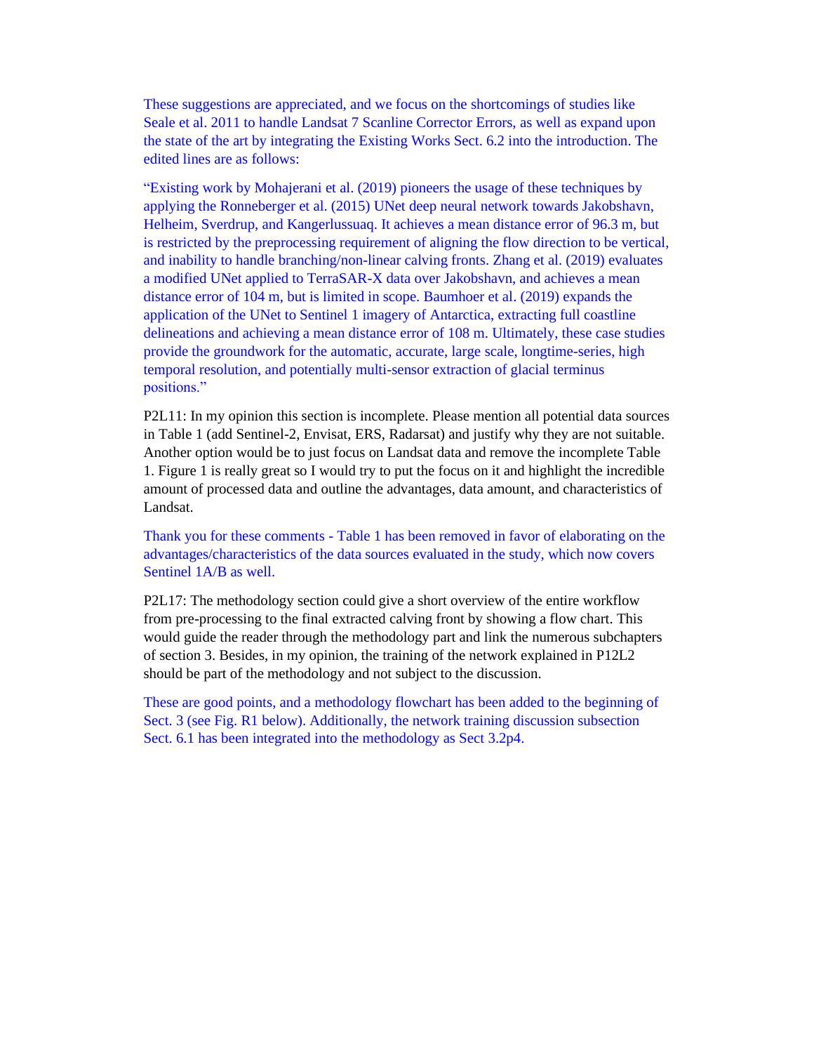These suggestions are appreciated, and we focus on the shortcomings of studies like Seale et al. 2011 to handle Landsat 7 Scanline Corrector Errors, as well as expand upon the state of the art by integrating the Existing Works Sect. 6.2 into the introduction. The edited lines are as follows:

"Existing work by Mohajerani et al. (2019) pioneers the usage of these techniques by applying the Ronneberger et al. (2015) UNet deep neural network towards Jakobshavn, Helheim, Sverdrup, and Kangerlussuaq. It achieves a mean distance error of 96.3 m, but is restricted by the preprocessing requirement of aligning the flow direction to be vertical, and inability to handle branching/non-linear calving fronts. Zhang et al. (2019) evaluates a modified UNet applied to TerraSAR-X data over Jakobshavn, and achieves a mean distance error of 104 m, but is limited in scope. Baumhoer et al. (2019) expands the application of the UNet to Sentinel 1 imagery of Antarctica, extracting full coastline delineations and achieving a mean distance error of 108 m. Ultimately, these case studies provide the groundwork for the automatic, accurate, large scale, longtime-series, high temporal resolution, and potentially multi-sensor extraction of glacial terminus positions."

P2L11: In my opinion this section is incomplete. Please mention all potential data sources in Table 1 (add Sentinel-2, Envisat, ERS, Radarsat) and justify why they are not suitable. Another option would be to just focus on Landsat data and remove the incomplete Table 1. Figure 1 is really great so I would try to put the focus on it and highlight the incredible amount of processed data and outline the advantages, data amount, and characteristics of Landsat.

Thank you for these comments - Table 1 has been removed in favor of elaborating on the advantages/characteristics of the data sources evaluated in the study, which now covers Sentinel 1A/B as well.

P2L17: The methodology section could give a short overview of the entire workflow from pre-processing to the final extracted calving front by showing a flow chart. This would guide the reader through the methodology part and link the numerous subchapters of section 3. Besides, in my opinion, the training of the network explained in P12L2 should be part of the methodology and not subject to the discussion.

These are good points, and a methodology flowchart has been added to the beginning of Sect. 3 (see Fig. R1 below). Additionally, the network training discussion subsection Sect. 6.1 has been integrated into the methodology as Sect 3.2p4.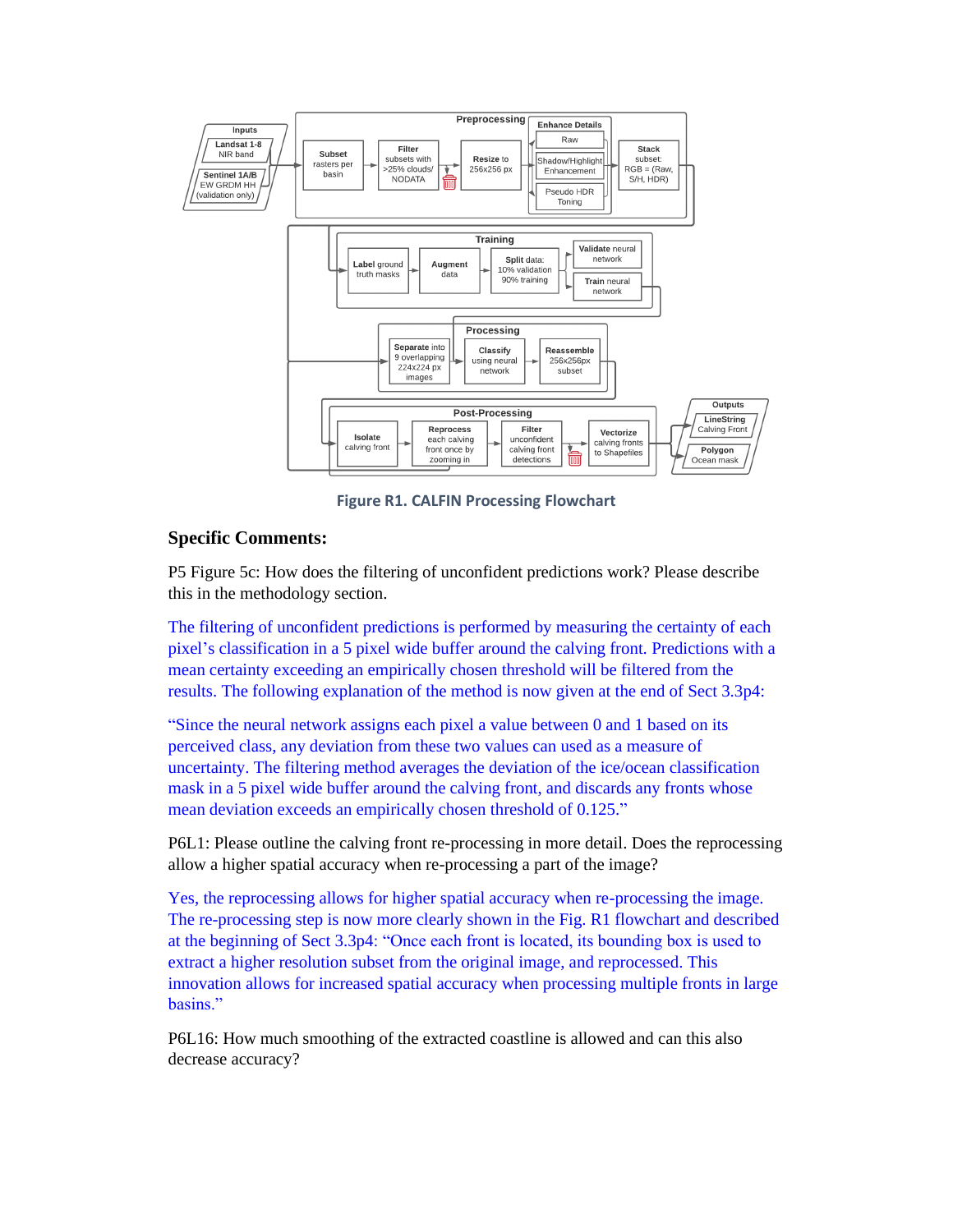Figure R1. CALFIN Processing Flowchart

## Specific Comments:

P5 Figure 5c: How does the filtering of unconfident predictions work? Please describe this in the methodology section.

The filtering of unconfident predictions is performed by measuring the certainty of each pixel's classification in a 5 pixel wide buffer around the calving front. Predictions with a mean certainty exceeding an empirically chosen threshold will be filtered from the results. The following explanation of the method is now given at the end of Sect 3.3p4:

"Since the neural network assigns each pixel a value between 0 and 1 based on its perceived class, any deviation from these two values can used as a measure of uncertainty. The filtering method averages the deviation of the ice/ocean classification mask in a 5 pixel wide buffer around the calving front, and discards any fronts whose mean deviation exceeds an empirically chosen threshold of 0.125."

P6L1: Please outline the calving front re-processing in more detail. Does the reprocessing allow a higher spatial accuracy when re-processing a part of the image?

Yes, the reprocessing allows for higher spatial accuracy when re-processing the image. The re-processing step is now more clearly shown in the Fig. R1 flowchart and described at the beginning of Sect 3.3p4: "Once each front is located, its bounding box is used to extract a higher resolution subset from the original image, and reprocessed. This innovation allows for increased spatial accuracy when processing multiple fronts in large basins."

P6L16: How much smoothing of the extracted coastline is allowed and can this also decrease accuracy?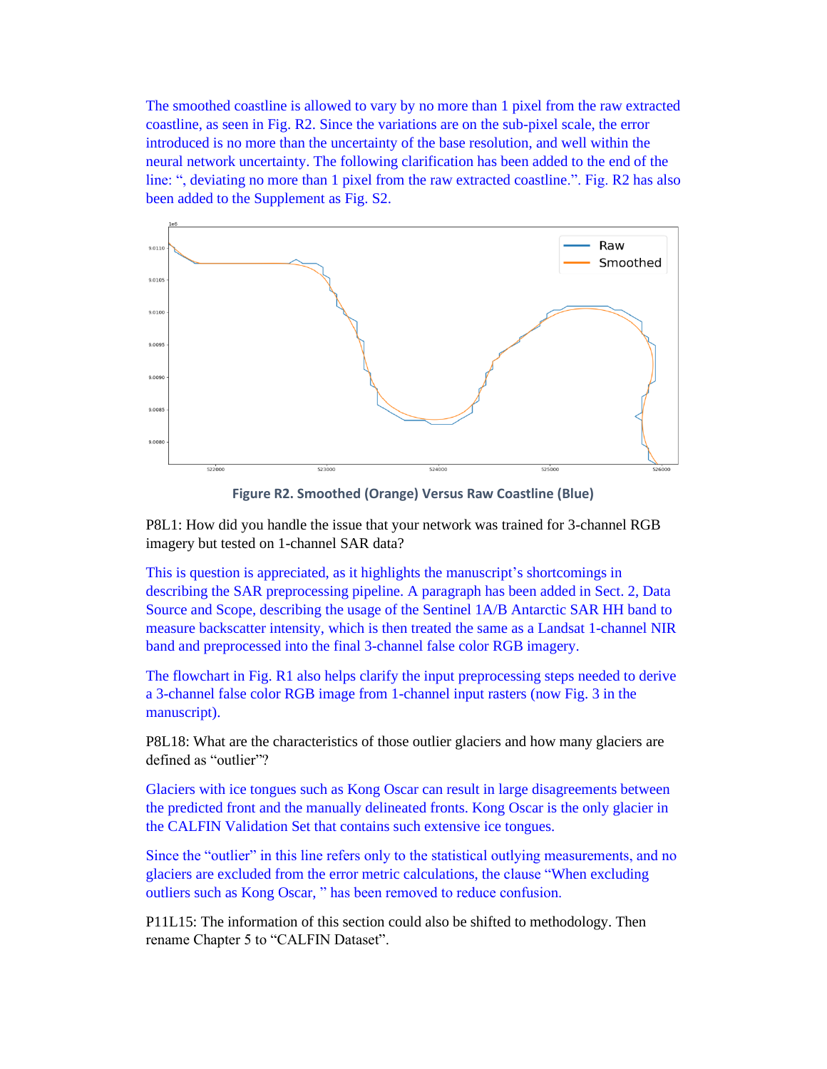The smoothed coastline is allowed to vary by no more than 1 pixel from the raw extracted coastline, as seen in Fig. R2. Since the variations are on the sub-pixel scale, the error introduced is no more than the uncertainty of the base resolution, and well within the neural network uncertainty. The following clarification has been added to the end of the line: ", deviating no more than 1 pixel from the raw extracted coastline.". Fig. R2 has also been added to the Supplement as Fig. S2.

**Figure R2. Smoothed (Orange) Versus Raw Coastline (Blue)**

P8L1: How did you handle the issue that your network was trained for 3-channel RGB imagery but tested on 1-channel SAR data?

This is question is appreciated, as it highlights the manuscript's shortcomings in describing the SAR preprocessing pipeline. A paragraph has been added in Sect. 2, Data Source and Scope, describing the usage of the Sentinel 1A/B Antarctic SAR HH band to measure backscatter intensity, which is then treated the same as a Landsat 1-channel NIR band and preprocessed into the final 3-channel false color RGB imagery.

The flowchart in Fig. R1 also helps clarify the input preprocessing steps needed to derive a 3-channel false color RGB image from 1-channel input rasters (now Fig. 3 in the manuscript).

P8L18: What are the characteristics of those outlier glaciers and how many glaciers are defined as "outlier"?

Glaciers with ice tongues such as Kong Oscar can result in large disagreements between the predicted front and the manually delineated fronts. Kong Oscar is the only glacier in the CALFIN Validation Set that contains such extensive ice tongues.

Since the "outlier" in this line refers only to the statistical outlying measurements, and no glaciers are excluded from the error metric calculations, the clause "When excluding outliers such as Kong Oscar, " has been removed to reduce confusion.

P11L15: The information of this section could also be shifted to methodology. Then rename Chapter 5 to "CALFIN Dataset".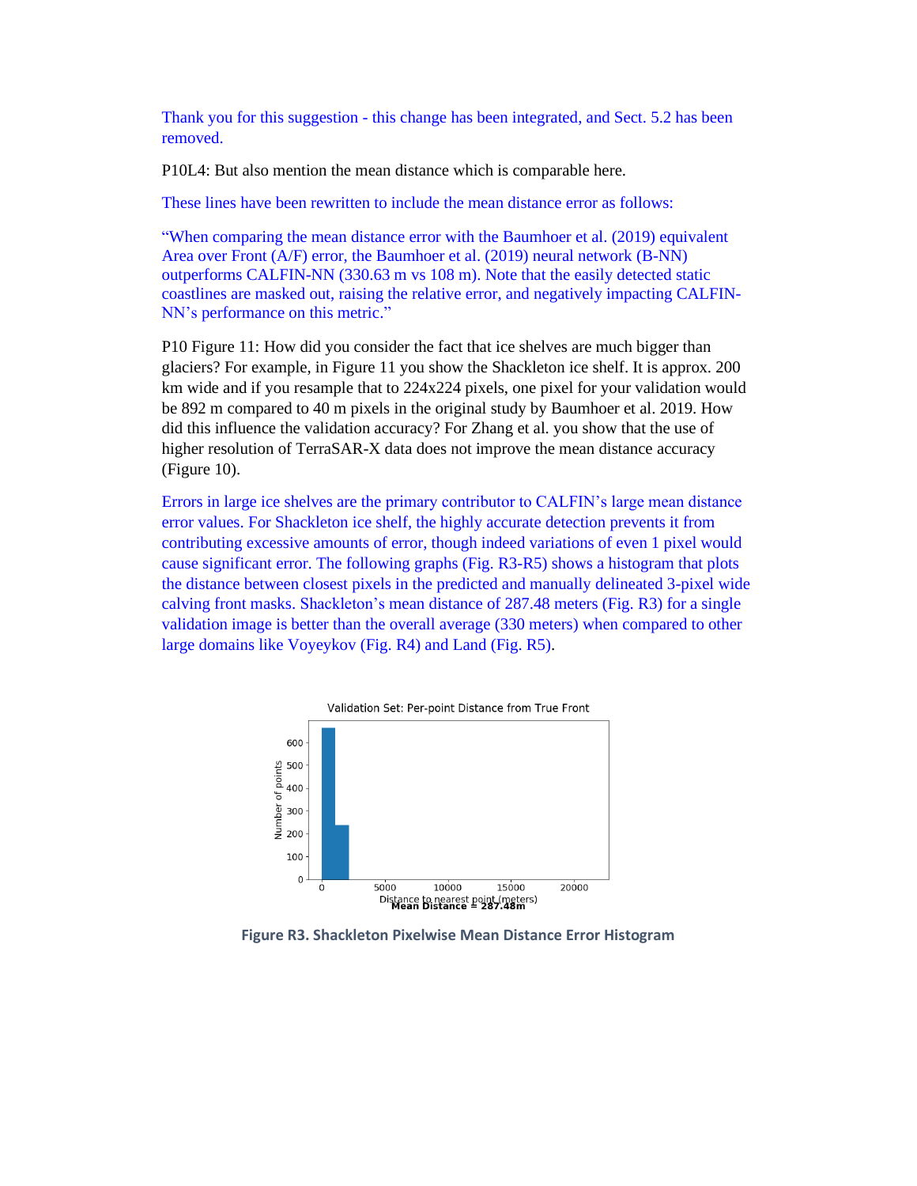Thank you for this suggestion - this change has been integrated, and Sect. 5.2 has been removed.

P10L4: But also mention the mean distance which is comparable here.

These lines have been rewritten to include the mean distance error as follows:

"When comparing the mean distance error with the Baumhoer et al. (2019) equivalent Area over Front (A/F) error, the Baumhoer et al. (2019) neural network (B-NN) outperforms CALFIN-NN (330.63 m vs 108 m). Note that the easily detected static coastlines are masked out, raising the relative error, and negatively impacting CALFIN-NN's performance on this metric."

P10 Figure 11: How did you consider the fact that ice shelves are much bigger than glaciers? For example, in Figure 11 you show the Shackleton ice shelf. It is approx. 200 km wide and if you resample that to 224x224 pixels, one pixel for your validation would be 892 m compared to 40 m pixels in the original study by Baumhoer et al. 2019. How did this influence the validation accuracy? For Zhang et al. you show that the use of higher resolution of TerraSAR-X data does not improve the mean distance accuracy (Figure 10).

Errors in large ice shelves are the primary contributor to CALFIN's large mean distance error values. For Shackleton ice shelf, the highly accurate detection prevents it from contributing excessive amounts of error, though indeed variations of even 1 pixel would cause significant error. The following graphs (Fig. R3-R5) shows a histogram that plots the distance between closest pixels in the predicted and manually delineated 3-pixel wide calving front masks. Shackleton's mean distance of 287.48 meters (Fig. R3) for a single validation image is better than the overall average (330 meters) when compared to other large domains like Voyeykov (Fig. R4) and Land (Fig. R5).

**Figure R3. Shackleton Pixelwise Mean Distance Error Histogram**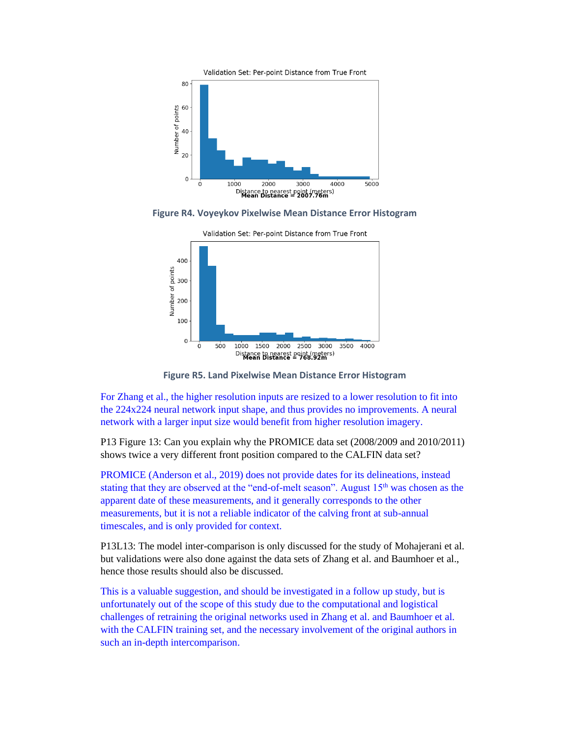Validation Set: Per-point Distance from True Front

Number of points

0
20
40
60
80

0
1000
2000
3000
4000
5000

Distance to nearest point (meters)

Mean Distance = 2007.76m

**Figure R4. Voyeykov Pixelwise Mean Distance Error Histogram**

Validation Set: Per-point Distance from True Front

Number of points

0
100
200
300
400

0
500
1000
1500
2000
2500
3000
3500
4000

Distance to nearest point (meters)

Mean Distance = 768.92m

**Figure R5. Land Pixelwise Mean Distance Error Histogram**

For Zhang et al., the higher resolution inputs are resized to a lower resolution to fit into the 224x224 neural network input shape, and thus provides no improvements. A neural network with a larger input size would benefit from higher resolution imagery.

P13 Figure 13: Can you explain why the PROMICE data set (2008/2009 and 2010/2011) shows twice a very different front position compared to the CALFIN data set?

PROMICE (Anderson et al., 2019) does not provide dates for its delineations, instead stating that they are observed at the "end-of-melt season". August 15th was chosen as the apparent date of these measurements, and it generally corresponds to the other measurements, but it is not a reliable indicator of the calving front at sub-annual timescales, and is only provided for context.

P13L13: The model inter-comparison is only discussed for the study of Mohajerani et al. but validations were also done against the data sets of Zhang et al. and Baumhoer et al., hence those results should also be discussed.

This is a valuable suggestion, and should be investigated in a follow up study, but is unfortunately out of the scope of this study due to the computational and logistical challenges of retraining the original networks used in Zhang et al. and Baumhoer et al. with the CALFIN training set, and the necessary involvement of the original authors in such an in-depth intercomparison.